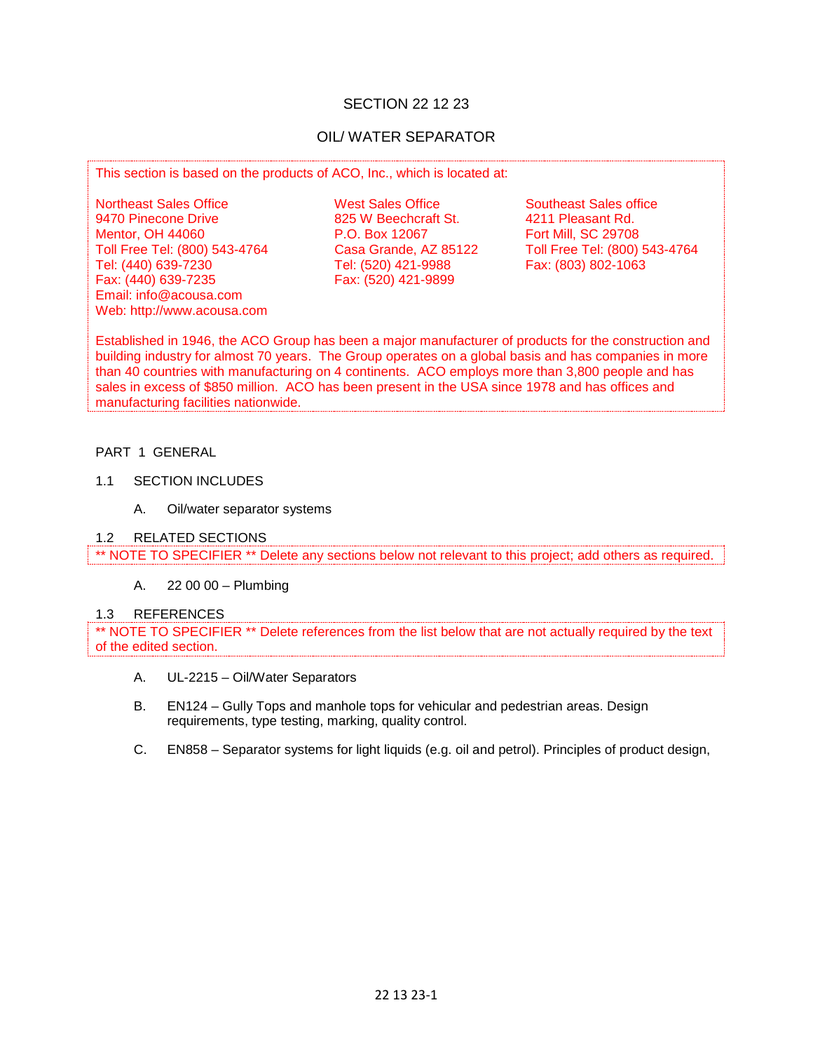# SECTION 22 12 23

# OIL/ WATER SEPARATOR

This section is based on the products of ACO, Inc., which is located at:

Northeast Sales Office
9470 Pinecone Drive
Mentor, OH 44060
Toll Free Tel: (800) 543-4764
Tel: (440) 639-7230
Fax: (440) 639-7235
Email: info@acousa.com
Web: http://www.acousa.com

West Sales Office
825 W Beechcraft St.
P.O. Box 12067
Casa Grande, AZ 85122
Tel: (520) 421-9988
Fax: (520) 421-9899

Southeast Sales office
4211 Pleasant Rd.
Fort Mill, SC 29708
Toll Free Tel: (800) 543-4764
Fax: (803) 802-1063

Established in 1946, the ACO Group has been a major manufacturer of products for the construction and building industry for almost 70 years. The Group operates on a global basis and has companies in more than 40 countries with manufacturing on 4 continents. ACO employs more than 3,800 people and has sales in excess of $850 million. ACO has been present in the USA since 1978 and has offices and manufacturing facilities nationwide.

## PART 1 GENERAL

### 1.1 SECTION INCLUDES

A. Oil/water separator systems

### 1.2 RELATED SECTIONS

** NOTE TO SPECIFIER ** Delete any sections below not relevant to this project; add others as required.

A. 22 00 00 – Plumbing

### 1.3 REFERENCES

** NOTE TO SPECIFIER ** Delete references from the list below that are not actually required by the text of the edited section.

A. UL-2215 – Oil/Water Separators

B. EN124 – Gully Tops and manhole tops for vehicular and pedestrian areas. Design requirements, type testing, marking, quality control.

C. EN858 – Separator systems for light liquids (e.g. oil and petrol). Principles of product design,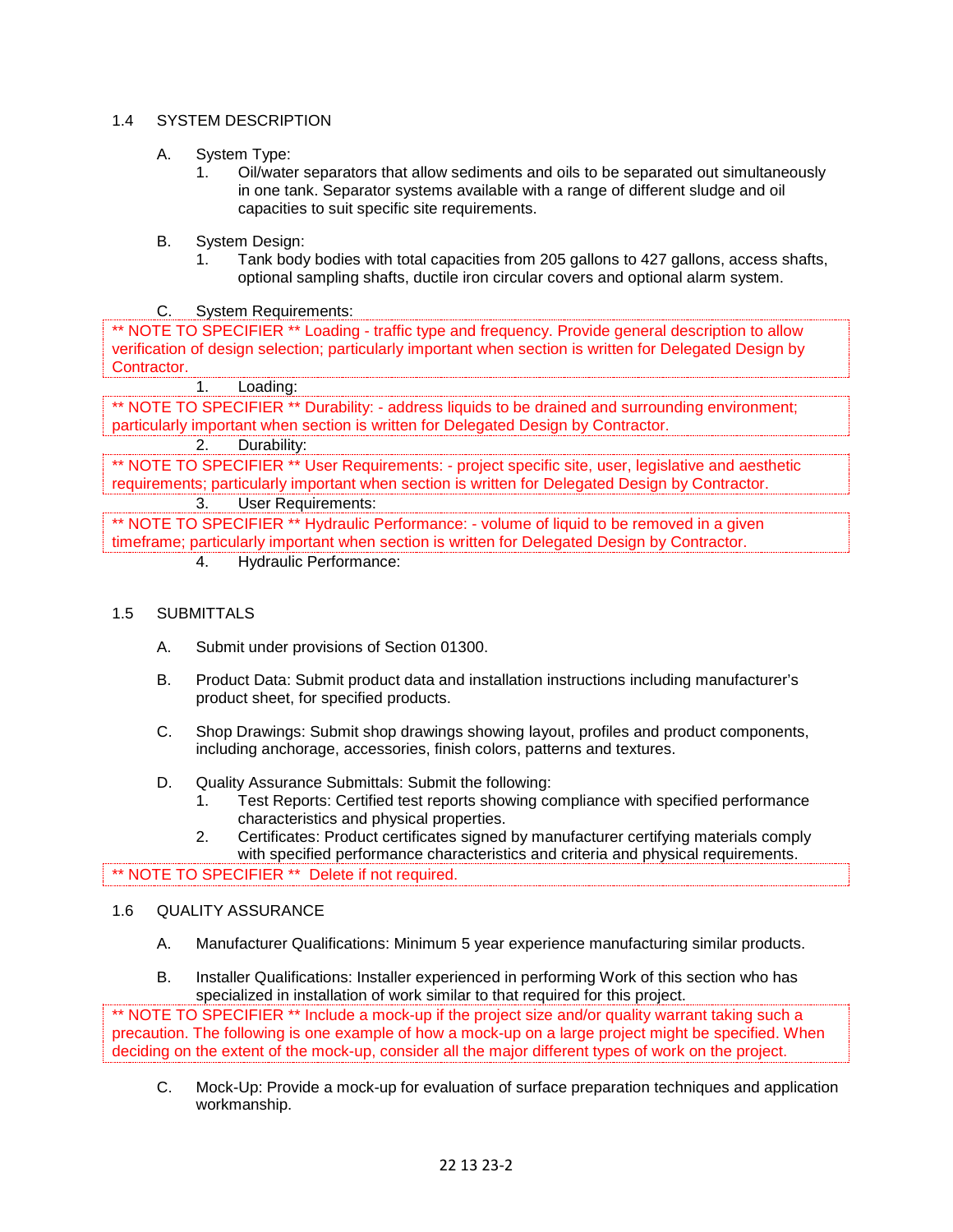## 1.4 SYSTEM DESCRIPTION

A. System Type:
   1. Oil/water separators that allow sediments and oils to be separated out simultaneously in one tank. Separator systems available with a range of different sludge and oil capacities to suit specific site requirements.

B. System Design:
   1. Tank body bodies with total capacities from 205 gallons to 427 gallons, access shafts, optional sampling shafts, ductile iron circular covers and optional alarm system.

C. System Requirements:

> ** NOTE TO SPECIFIER ** Loading - traffic type and frequency. Provide general description to allow verification of design selection; particularly important when section is written for Delegated Design by Contractor.

   1. Loading:

> ** NOTE TO SPECIFIER ** Durability: - address liquids to be drained and surrounding environment; particularly important when section is written for Delegated Design by Contractor.

   2. Durability:

> ** NOTE TO SPECIFIER ** User Requirements: - project specific site, user, legislative and aesthetic requirements; particularly important when section is written for Delegated Design by Contractor.

   3. User Requirements:

> ** NOTE TO SPECIFIER ** Hydraulic Performance: - volume of liquid to be removed in a given timeframe; particularly important when section is written for Delegated Design by Contractor.

   4. Hydraulic Performance:

## 1.5 SUBMITTALS

A. Submit under provisions of Section 01300.

B. Product Data: Submit product data and installation instructions including manufacturer's product sheet, for specified products.

C. Shop Drawings: Submit shop drawings showing layout, profiles and product components, including anchorage, accessories, finish colors, patterns and textures.

D. Quality Assurance Submittals: Submit the following:
   1. Test Reports: Certified test reports showing compliance with specified performance characteristics and physical properties.
   2. Certificates: Product certificates signed by manufacturer certifying materials comply with specified performance characteristics and criteria and physical requirements.

> ** NOTE TO SPECIFIER ** Delete if not required.

## 1.6 QUALITY ASSURANCE

A. Manufacturer Qualifications: Minimum 5 year experience manufacturing similar products.

B. Installer Qualifications: Installer experienced in performing Work of this section who has specialized in installation of work similar to that required for this project.

> ** NOTE TO SPECIFIER ** Include a mock-up if the project size and/or quality warrant taking such a precaution. The following is one example of how a mock-up on a large project might be specified. When deciding on the extent of the mock-up, consider all the major different types of work on the project.

C. Mock-Up: Provide a mock-up for evaluation of surface preparation techniques and application workmanship.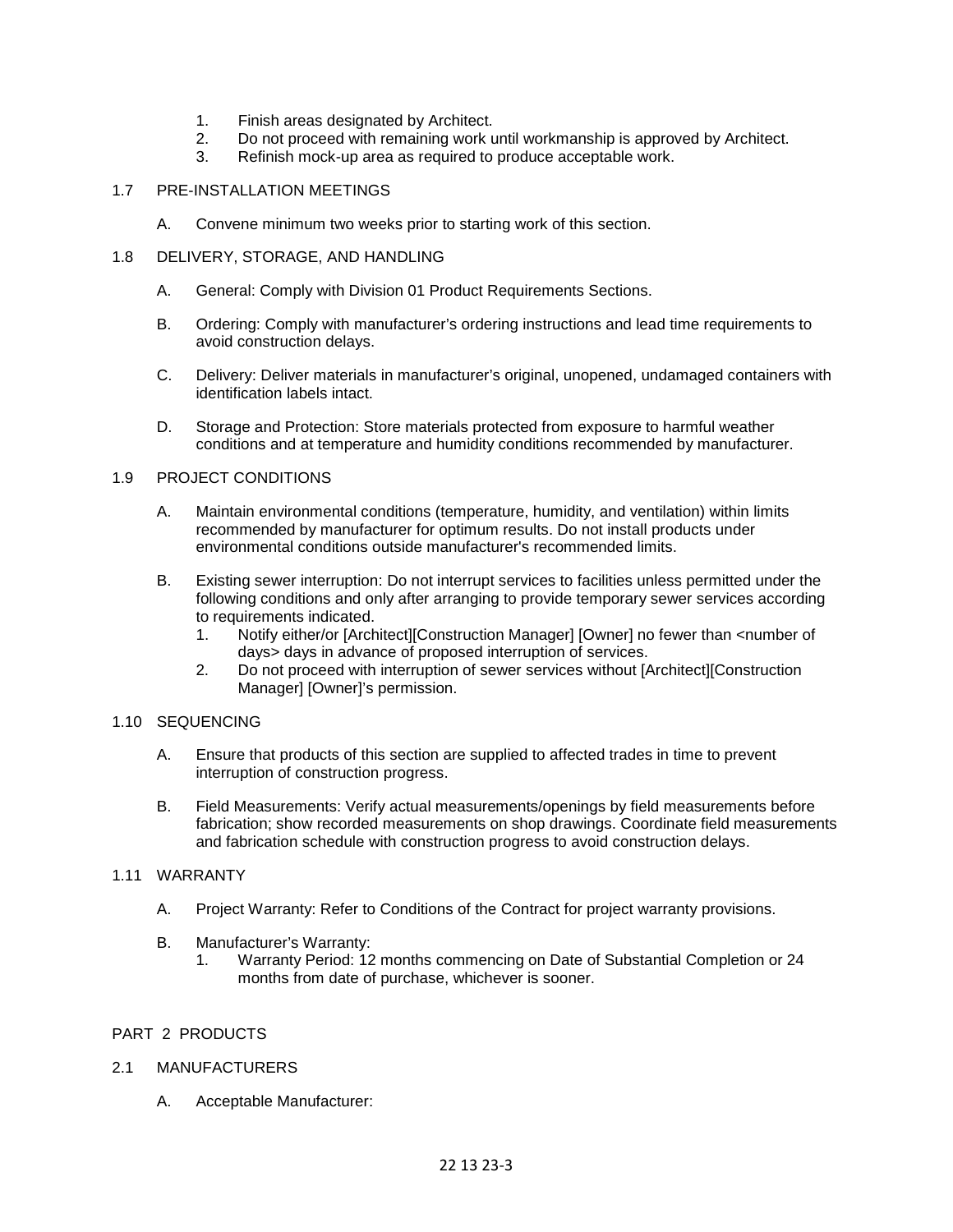1. Finish areas designated by Architect.
2. Do not proceed with remaining work until workmanship is approved by Architect.
3. Refinish mock-up area as required to produce acceptable work.

## 1.7 PRE-INSTALLATION MEETINGS

A. Convene minimum two weeks prior to starting work of this section.

## 1.8 DELIVERY, STORAGE, AND HANDLING

A. General: Comply with Division 01 Product Requirements Sections.

B. Ordering: Comply with manufacturer's ordering instructions and lead time requirements to avoid construction delays.

C. Delivery: Deliver materials in manufacturer's original, unopened, undamaged containers with identification labels intact.

D. Storage and Protection: Store materials protected from exposure to harmful weather conditions and at temperature and humidity conditions recommended by manufacturer.

## 1.9 PROJECT CONDITIONS

A. Maintain environmental conditions (temperature, humidity, and ventilation) within limits recommended by manufacturer for optimum results. Do not install products under environmental conditions outside manufacturer's recommended limits.

B. Existing sewer interruption: Do not interrupt services to facilities unless permitted under the following conditions and only after arranging to provide temporary sewer services according to requirements indicated.
   1. Notify either/or [Architect][Construction Manager] [Owner] no fewer than <number of days> days in advance of proposed interruption of services.
   2. Do not proceed with interruption of sewer services without [Architect][Construction Manager] [Owner]'s permission.

## 1.10 SEQUENCING

A. Ensure that products of this section are supplied to affected trades in time to prevent interruption of construction progress.

B. Field Measurements: Verify actual measurements/openings by field measurements before fabrication; show recorded measurements on shop drawings. Coordinate field measurements and fabrication schedule with construction progress to avoid construction delays.

## 1.11 WARRANTY

A. Project Warranty: Refer to Conditions of the Contract for project warranty provisions.

B. Manufacturer's Warranty:
   1. Warranty Period: 12 months commencing on Date of Substantial Completion or 24 months from date of purchase, whichever is sooner.

# PART 2 PRODUCTS

## 2.1 MANUFACTURERS

A. Acceptable Manufacturer: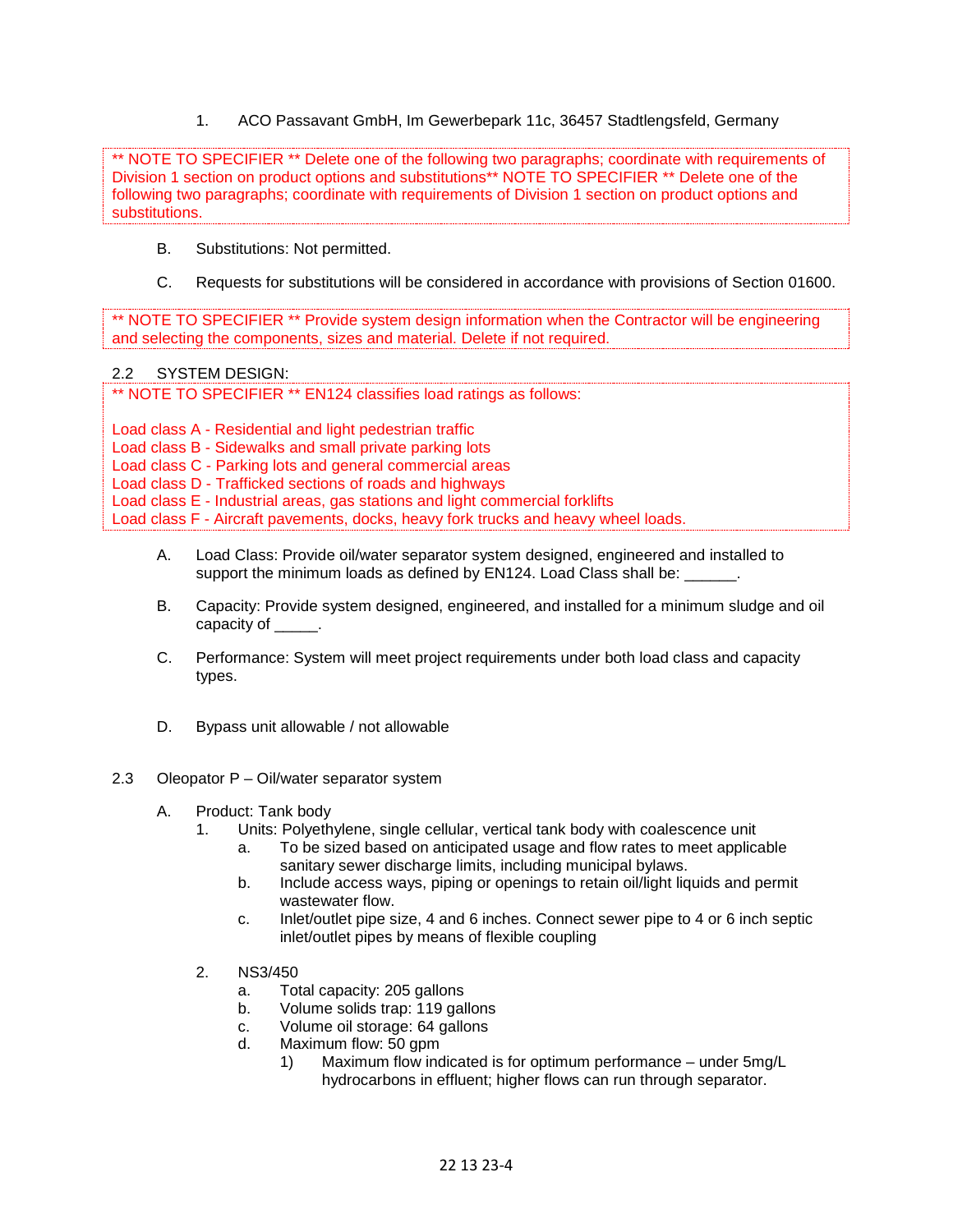1. ACO Passavant GmbH, Im Gewerbepark 11c, 36457 Stadtlengsfeld, Germany

** NOTE TO SPECIFIER ** Delete one of the following two paragraphs; coordinate with requirements of Division 1 section on product options and substitutions** NOTE TO SPECIFIER ** Delete one of the following two paragraphs; coordinate with requirements of Division 1 section on product options and substitutions.

B. Substitutions: Not permitted.

C. Requests for substitutions will be considered in accordance with provisions of Section 01600.

** NOTE TO SPECIFIER ** Provide system design information when the Contractor will be engineering and selecting the components, sizes and material. Delete if not required.

## 2.2 SYSTEM DESIGN:

** NOTE TO SPECIFIER ** EN124 classifies load ratings as follows:

Load class A - Residential and light pedestrian traffic
Load class B - Sidewalks and small private parking lots
Load class C - Parking lots and general commercial areas
Load class D - Trafficked sections of roads and highways
Load class E - Industrial areas, gas stations and light commercial forklifts
Load class F - Aircraft pavements, docks, heavy fork trucks and heavy wheel loads.

A. Load Class: Provide oil/water separator system designed, engineered and installed to support the minimum loads as defined by EN124. Load Class shall be: ______.

B. Capacity: Provide system designed, engineered, and installed for a minimum sludge and oil capacity of _____.

C. Performance: System will meet project requirements under both load class and capacity types.

D. Bypass unit allowable / not allowable

## 2.3 Oleopator P – Oil/water separator system

A. Product: Tank body
   1. Units: Polyethylene, single cellular, vertical tank body with coalescence unit
      a. To be sized based on anticipated usage and flow rates to meet applicable sanitary sewer discharge limits, including municipal bylaws.
      b. Include access ways, piping or openings to retain oil/light liquids and permit wastewater flow.
      c. Inlet/outlet pipe size, 4 and 6 inches. Connect sewer pipe to 4 or 6 inch septic inlet/outlet pipes by means of flexible coupling

   2. NS3/450
      a. Total capacity: 205 gallons
      b. Volume solids trap: 119 gallons
      c. Volume oil storage: 64 gallons
      d. Maximum flow: 50 gpm
         1) Maximum flow indicated is for optimum performance – under 5mg/L hydrocarbons in effluent; higher flows can run through separator.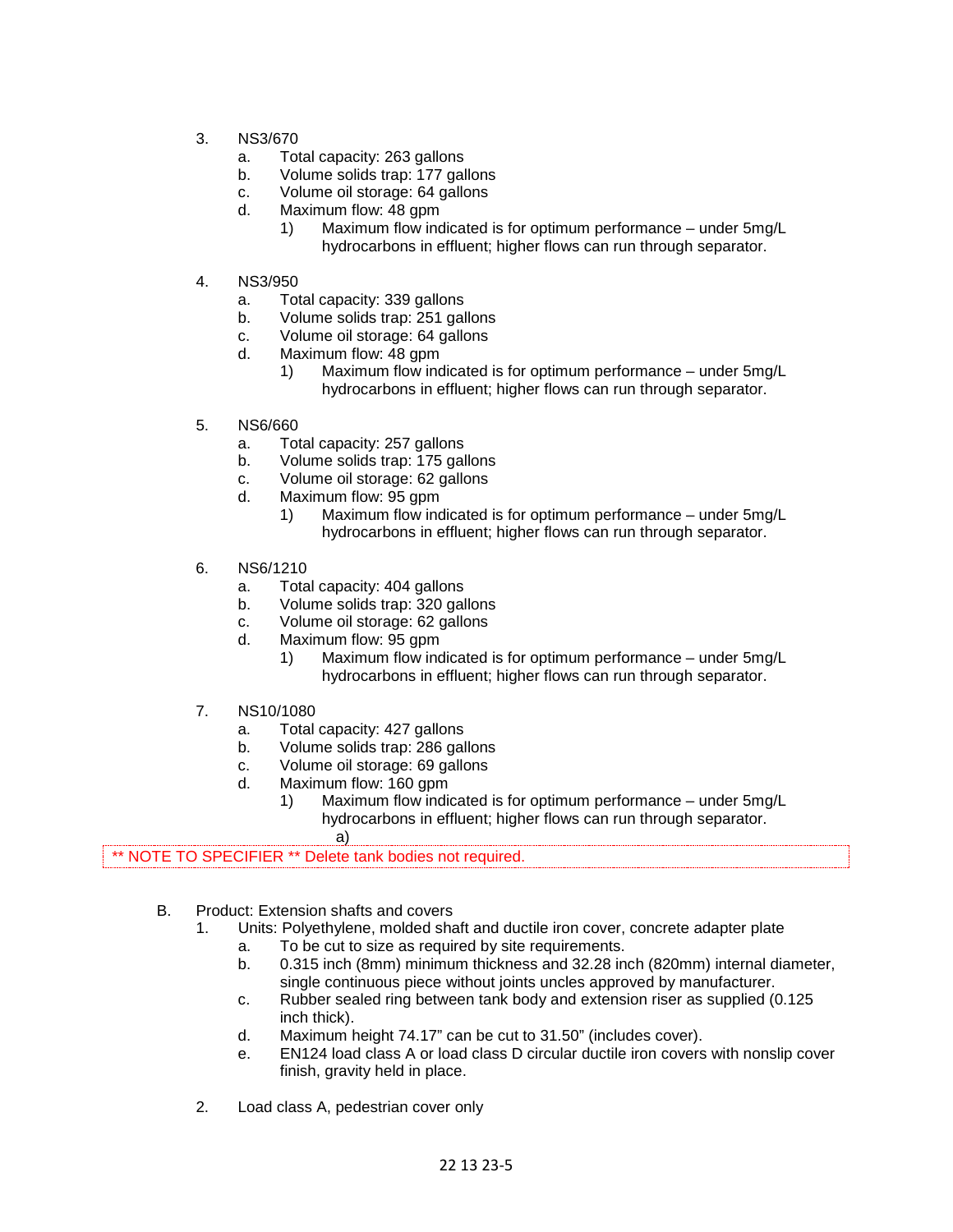3. NS3/670
   a. Total capacity: 263 gallons
   b. Volume solids trap: 177 gallons
   c. Volume oil storage: 64 gallons
   d. Maximum flow: 48 gpm
      1) Maximum flow indicated is for optimum performance – under 5mg/L hydrocarbons in effluent; higher flows can run through separator.

4. NS3/950
   a. Total capacity: 339 gallons
   b. Volume solids trap: 251 gallons
   c. Volume oil storage: 64 gallons
   d. Maximum flow: 48 gpm
      1) Maximum flow indicated is for optimum performance – under 5mg/L hydrocarbons in effluent; higher flows can run through separator.

5. NS6/660
   a. Total capacity: 257 gallons
   b. Volume solids trap: 175 gallons
   c. Volume oil storage: 62 gallons
   d. Maximum flow: 95 gpm
      1) Maximum flow indicated is for optimum performance – under 5mg/L hydrocarbons in effluent; higher flows can run through separator.

6. NS6/1210
   a. Total capacity: 404 gallons
   b. Volume solids trap: 320 gallons
   c. Volume oil storage: 62 gallons
   d. Maximum flow: 95 gpm
      1) Maximum flow indicated is for optimum performance – under 5mg/L hydrocarbons in effluent; higher flows can run through separator.

7. NS10/1080
   a. Total capacity: 427 gallons
   b. Volume solids trap: 286 gallons
   c. Volume oil storage: 69 gallons
   d. Maximum flow: 160 gpm
      1) Maximum flow indicated is for optimum performance – under 5mg/L hydrocarbons in effluent; higher flows can run through separator.
         a)

** NOTE TO SPECIFIER ** Delete tank bodies not required.

B. Product: Extension shafts and covers
   1. Units: Polyethylene, molded shaft and ductile iron cover, concrete adapter plate
      a. To be cut to size as required by site requirements.
      b. 0.315 inch (8mm) minimum thickness and 32.28 inch (820mm) internal diameter, single continuous piece without joints uncles approved by manufacturer.
      c. Rubber sealed ring between tank body and extension riser as supplied (0.125 inch thick).
      d. Maximum height 74.17" can be cut to 31.50" (includes cover).
      e. EN124 load class A or load class D circular ductile iron covers with nonslip cover finish, gravity held in place.

   2. Load class A, pedestrian cover only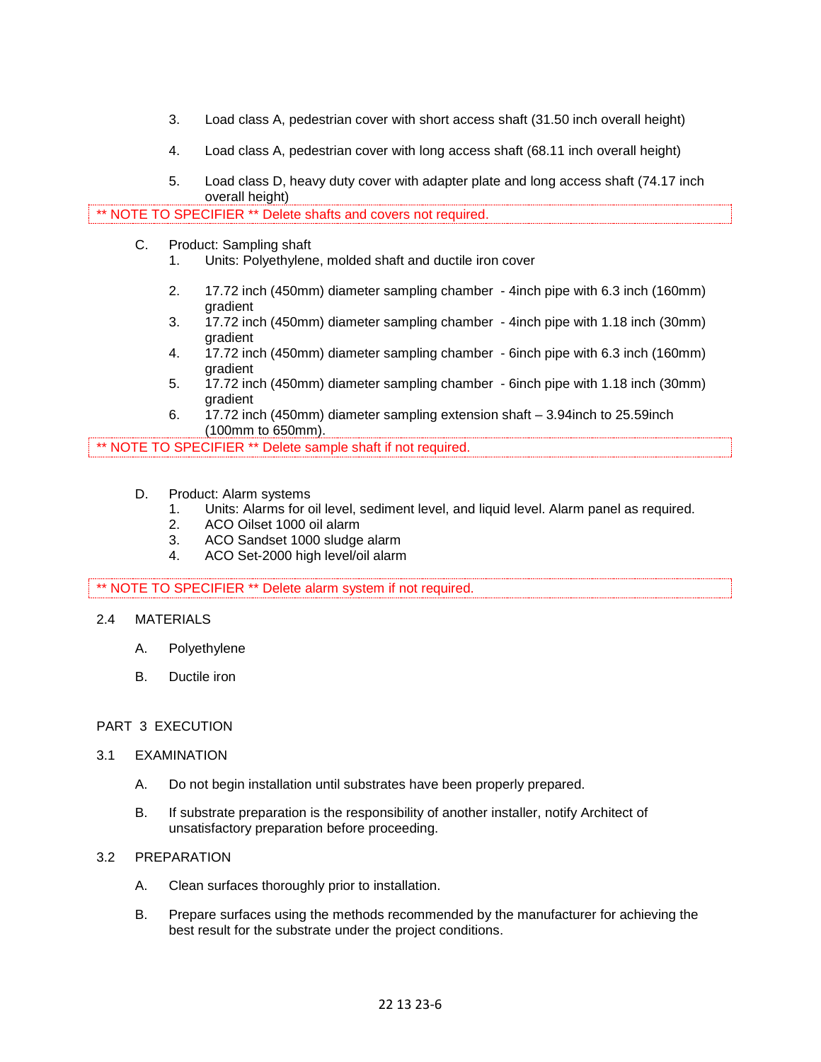3. Load class A, pedestrian cover with short access shaft (31.50 inch overall height)

4. Load class A, pedestrian cover with long access shaft (68.11 inch overall height)

5. Load class D, heavy duty cover with adapter plate and long access shaft (74.17 inch overall height)

** NOTE TO SPECIFIER ** Delete shafts and covers not required.

C. Product: Sampling shaft
   1. Units: Polyethylene, molded shaft and ductile iron cover

   2. 17.72 inch (450mm) diameter sampling chamber - 4inch pipe with 6.3 inch (160mm) gradient
   3. 17.72 inch (450mm) diameter sampling chamber - 4inch pipe with 1.18 inch (30mm) gradient
   4. 17.72 inch (450mm) diameter sampling chamber - 6inch pipe with 6.3 inch (160mm) gradient
   5. 17.72 inch (450mm) diameter sampling chamber - 6inch pipe with 1.18 inch (30mm) gradient
   6. 17.72 inch (450mm) diameter sampling extension shaft – 3.94inch to 25.59inch (100mm to 650mm).

** NOTE TO SPECIFIER ** Delete sample shaft if not required.

D. Product: Alarm systems
   1. Units: Alarms for oil level, sediment level, and liquid level. Alarm panel as required.
   2. ACO Oilset 1000 oil alarm
   3. ACO Sandset 1000 sludge alarm
   4. ACO Set-2000 high level/oil alarm

** NOTE TO SPECIFIER ** Delete alarm system if not required.

2.4 MATERIALS

A. Polyethylene

B. Ductile iron

## PART 3 EXECUTION

3.1 EXAMINATION

A. Do not begin installation until substrates have been properly prepared.

B. If substrate preparation is the responsibility of another installer, notify Architect of unsatisfactory preparation before proceeding.

3.2 PREPARATION

A. Clean surfaces thoroughly prior to installation.

B. Prepare surfaces using the methods recommended by the manufacturer for achieving the best result for the substrate under the project conditions.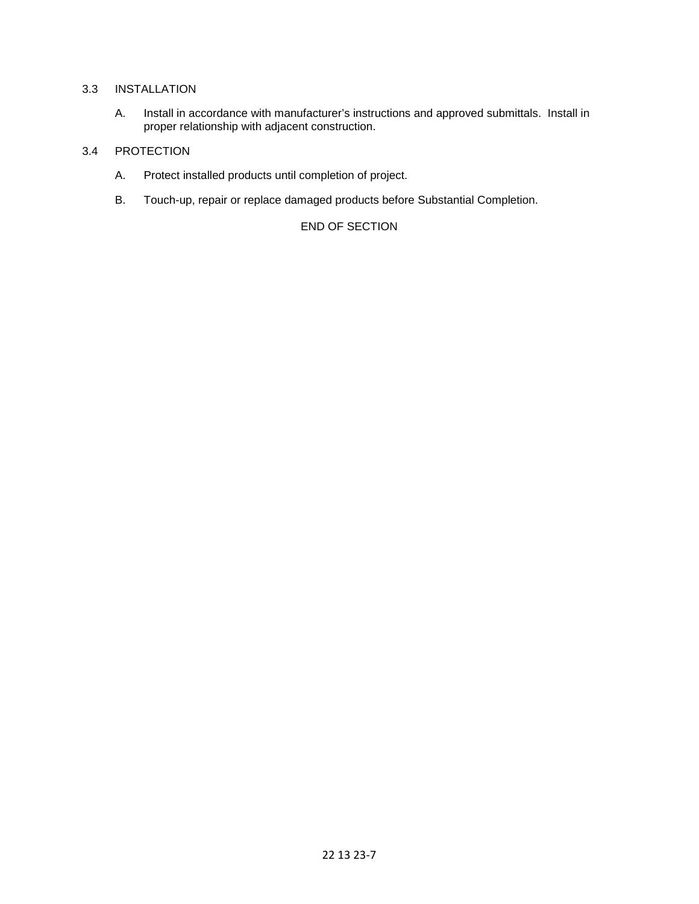### 3.3 INSTALLATION

A. Install in accordance with manufacturer's instructions and approved submittals. Install in proper relationship with adjacent construction.

### 3.4 PROTECTION

A. Protect installed products until completion of project.

B. Touch-up, repair or replace damaged products before Substantial Completion.

END OF SECTION